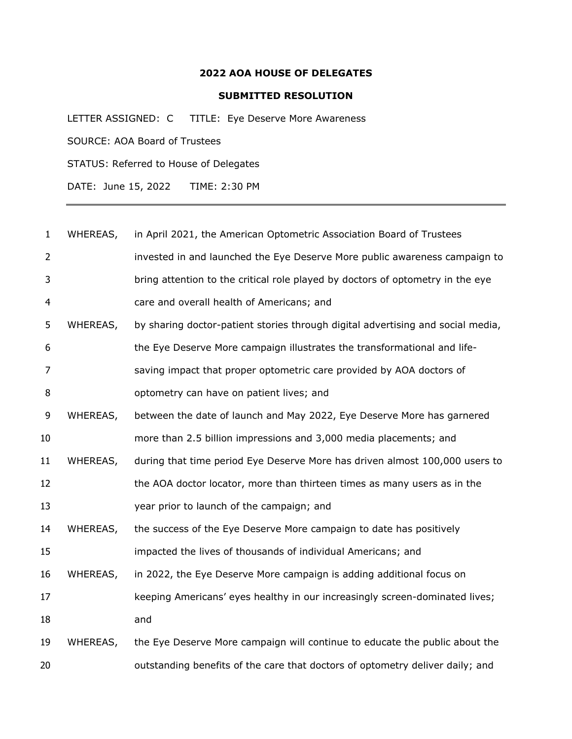**2022 AOA HOUSE OF DELEGATES**

**SUBMITTED RESOLUTION**

LETTER ASSIGNED: C TITLE: Eye Deserve More Awareness

SOURCE: AOA Board of Trustees

STATUS: Referred to House of Delegates

DATE: June 15, 2022 TIME: 2:30 PM

---

1 WHEREAS, in April 2021, the American Optometric Association Board of Trustees
2 invested in and launched the Eye Deserve More public awareness campaign to
3 bring attention to the critical role played by doctors of optometry in the eye
4 care and overall health of Americans; and
5 WHEREAS, by sharing doctor-patient stories through digital advertising and social media,
6 the Eye Deserve More campaign illustrates the transformational and life-
7 saving impact that proper optometric care provided by AOA doctors of
8 optometry can have on patient lives; and
9 WHEREAS, between the date of launch and May 2022, Eye Deserve More has garnered
10 more than 2.5 billion impressions and 3,000 media placements; and
11 WHEREAS, during that time period Eye Deserve More has driven almost 100,000 users to
12 the AOA doctor locator, more than thirteen times as many users as in the
13 year prior to launch of the campaign; and
14 WHEREAS, the success of the Eye Deserve More campaign to date has positively
15 impacted the lives of thousands of individual Americans; and
16 WHEREAS, in 2022, the Eye Deserve More campaign is adding additional focus on
17 keeping Americans' eyes healthy in our increasingly screen-dominated lives;
18 and
19 WHEREAS, the Eye Deserve More campaign will continue to educate the public about the
20 outstanding benefits of the care that doctors of optometry deliver daily; and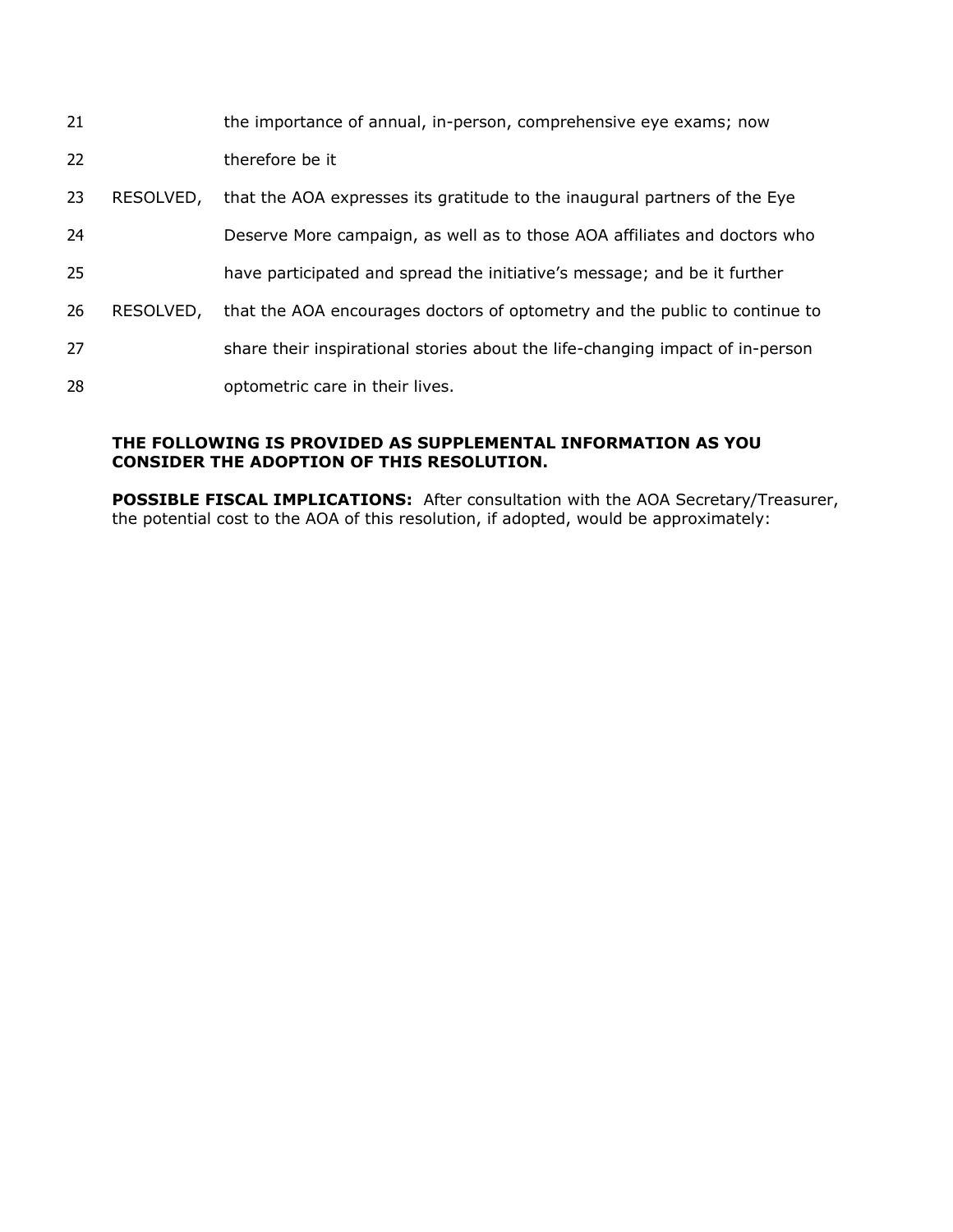21 the importance of annual, in-person, comprehensive eye exams; now

22 therefore be it

23 RESOLVED, that the AOA expresses its gratitude to the inaugural partners of the Eye

24 Deserve More campaign, as well as to those AOA affiliates and doctors who

25 have participated and spread the initiative's message; and be it further

26 RESOLVED, that the AOA encourages doctors of optometry and the public to continue to

27 share their inspirational stories about the life-changing impact of in-person

28 optometric care in their lives.

**THE FOLLOWING IS PROVIDED AS SUPPLEMENTAL INFORMATION AS YOU CONSIDER THE ADOPTION OF THIS RESOLUTION.**

**POSSIBLE FISCAL IMPLICATIONS:** After consultation with the AOA Secretary/Treasurer, the potential cost to the AOA of this resolution, if adopted, would be approximately: